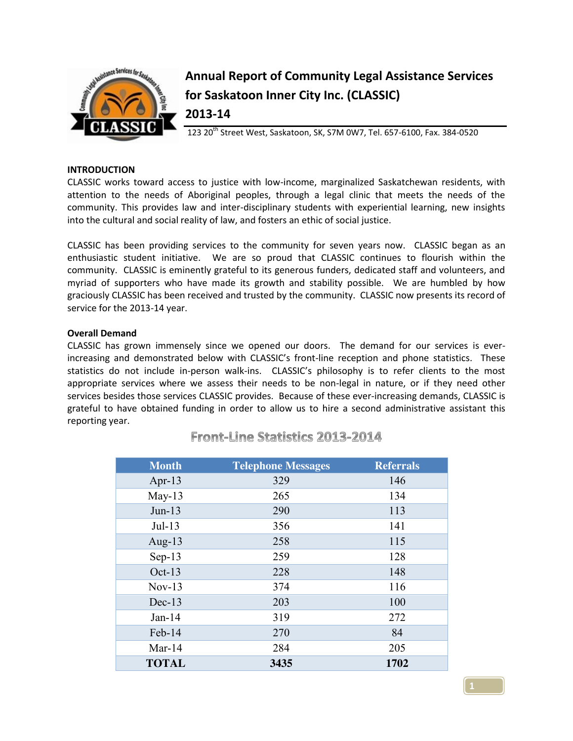# Annual Report of Community Legal Assistance Services for Saskatoon Inner City Inc. (CLASSIC) 2013-14

123 20th Street West, Saskatoon, SK, S7M 0W7, Tel. 657-6100, Fax. 384-0520

**INTRODUCTION**

CLASSIC works toward access to justice with low-income, marginalized Saskatchewan residents, with attention to the needs of Aboriginal peoples, through a legal clinic that meets the needs of the community. This provides law and inter-disciplinary students with experiential learning, new insights into the cultural and social reality of law, and fosters an ethic of social justice.

CLASSIC has been providing services to the community for seven years now. CLASSIC began as an enthusiastic student initiative. We are so proud that CLASSIC continues to flourish within the community. CLASSIC is eminently grateful to its generous funders, dedicated staff and volunteers, and myriad of supporters who have made its growth and stability possible. We are humbled by how graciously CLASSIC has been received and trusted by the community. CLASSIC now presents its record of service for the 2013-14 year.

**Overall Demand**

CLASSIC has grown immensely since we opened our doors. The demand for our services is ever-increasing and demonstrated below with CLASSIC's front-line reception and phone statistics. These statistics do not include in-person walk-ins. CLASSIC's philosophy is to refer clients to the most appropriate services where we assess their needs to be non-legal in nature, or if they need other services besides those services CLASSIC provides. Because of these ever-increasing demands, CLASSIC is grateful to have obtained funding in order to allow us to hire a second administrative assistant this reporting year.

## Front-Line Statistics 2013-2014

| Month | Telephone Messages | Referrals |
|---|---|---|
| Apr-13 | 329 | 146 |
| May-13 | 265 | 134 |
| Jun-13 | 290 | 113 |
| Jul-13 | 356 | 141 |
| Aug-13 | 258 | 115 |
| Sep-13 | 259 | 128 |
| Oct-13 | 228 | 148 |
| Nov-13 | 374 | 116 |
| Dec-13 | 203 | 100 |
| Jan-14 | 319 | 272 |
| Feb-14 | 270 | 84 |
| Mar-14 | 284 | 205 |
| **TOTAL** | **3435** | **1702** |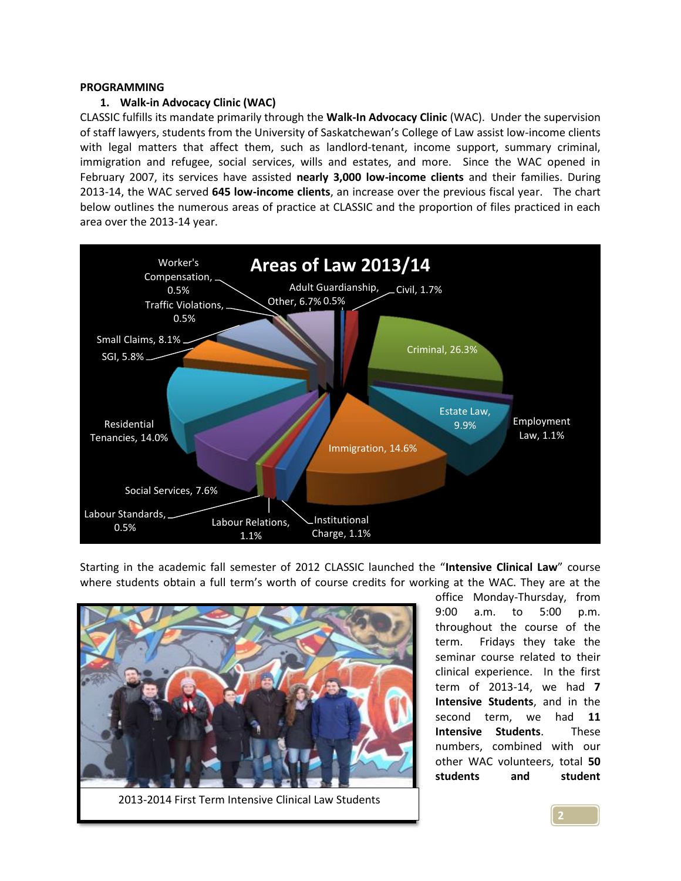**PROGRAMMING**

1. **Walk-in Advocacy Clinic (WAC)**

CLASSIC fulfills its mandate primarily through the **Walk-In Advocacy Clinic** (WAC). Under the supervision of staff lawyers, students from the University of Saskatchewan's College of Law assist low-income clients with legal matters that affect them, such as landlord-tenant, income support, summary criminal, immigration and refugee, social services, wills and estates, and more. Since the WAC opened in February 2007, its services have assisted **nearly 3,000 low-income clients** and their families. During 2013-14, the WAC served **645 low-income clients**, an increase over the previous fiscal year. The chart below outlines the numerous areas of practice at CLASSIC and the proportion of files practiced in each area over the 2013-14 year.

**Areas of Law 2013/14**

| Area of Law | Percentage |
|---|---|
| Criminal | 26.3% |
| Immigration | 14.6% |
| Residential Tenancies | 14.0% |
| Estate Law | 9.9% |
| Small Claims | 8.1% |
| Social Services | 7.6% |
| Other | 6.7% |
| SGI | 5.8% |
| Civil | 1.7% |
| Employment Law | 1.1% |
| Labour Relations | 1.1% |
| Institutional Charge | 1.1% |
| Adult Guardianship | 0.5% |
| Worker's Compensation | 0.5% |
| Traffic Violations | 0.5% |
| Labour Standards | 0.5% |

Starting in the academic fall semester of 2012 CLASSIC launched the "**Intensive Clinical Law**" course where students obtain a full term's worth of course credits for working at the WAC. They are at the office Monday-Thursday, from 9:00 a.m. to 5:00 p.m. throughout the course of the term. Fridays they take the seminar course related to their clinical experience. In the first term of 2013-14, we had **7 Intensive Students**, and in the second term, we had **11 Intensive Students**. These numbers, combined with our other WAC volunteers, total **50 students and student**

2013-2014 First Term Intensive Clinical Law Students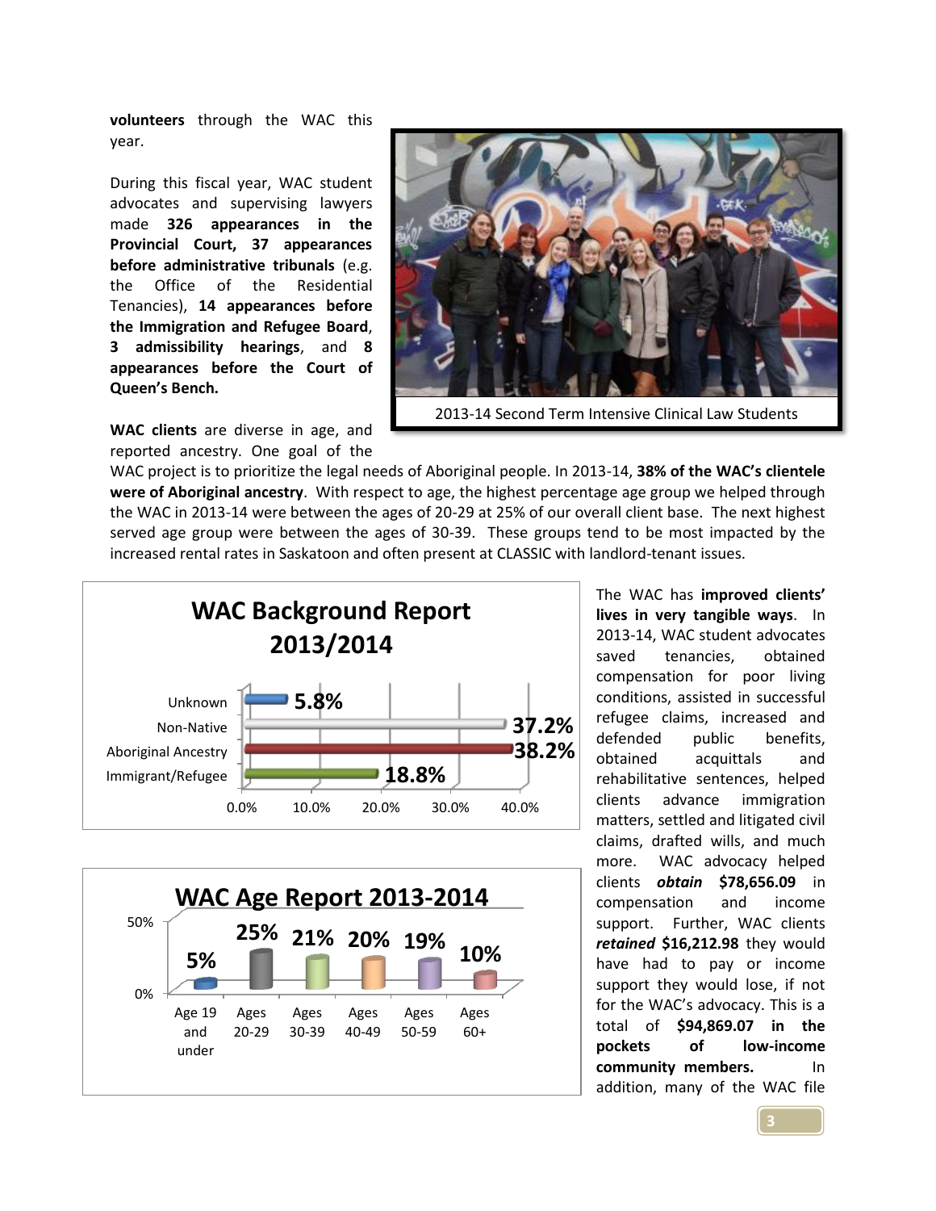**volunteers** through the WAC this year.

During this fiscal year, WAC student advocates and supervising lawyers made **326 appearances in the Provincial Court, 37 appearances before administrative tribunals** (e.g. the Office of the Residential Tenancies), **14 appearances before the Immigration and Refugee Board**, **3 admissibility hearings**, and **8 appearances before the Court of Queen's Bench.**

2013-14 Second Term Intensive Clinical Law Students

**WAC clients** are diverse in age, and reported ancestry. One goal of the WAC project is to prioritize the legal needs of Aboriginal people. In 2013-14, **38% of the WAC's clientele were of Aboriginal ancestry**. With respect to age, the highest percentage age group we helped through the WAC in 2013-14 were between the ages of 20-29 at 25% of our overall client base. The next highest served age group were between the ages of 30-39. These groups tend to be most impacted by the increased rental rates in Saskatoon and often present at CLASSIC with landlord-tenant issues.

**WAC Background Report 2013/2014**

| Background | Percentage |
|---|---|
| Unknown | 5.8% |
| Non-Native | 37.2% |
| Aboriginal Ancestry | 38.2% |
| Immigrant/Refugee | 18.8% |

**WAC Age Report 2013-2014**

| Age Group | Percentage |
|---|---|
| Age 19 and under | 5% |
| Ages 20-29 | 25% |
| Ages 30-39 | 21% |
| Ages 40-49 | 20% |
| Ages 50-59 | 19% |
| Ages 60+ | 10% |

The WAC has **improved clients' lives in very tangible ways**. In 2013-14, WAC student advocates saved tenancies, obtained compensation for poor living conditions, assisted in successful refugee claims, increased and defended public benefits, obtained acquittals and rehabilitative sentences, helped clients advance immigration matters, settled and litigated civil claims, drafted wills, and much more. WAC advocacy helped clients ***obtain*** **$78,656.09** in compensation and income support. Further, WAC clients ***retained*** **$16,212.98** they would have had to pay or income support they would lose, if not for the WAC's advocacy. This is a total of **$94,869.07 in the pockets of low-income community members.** In addition, many of the WAC file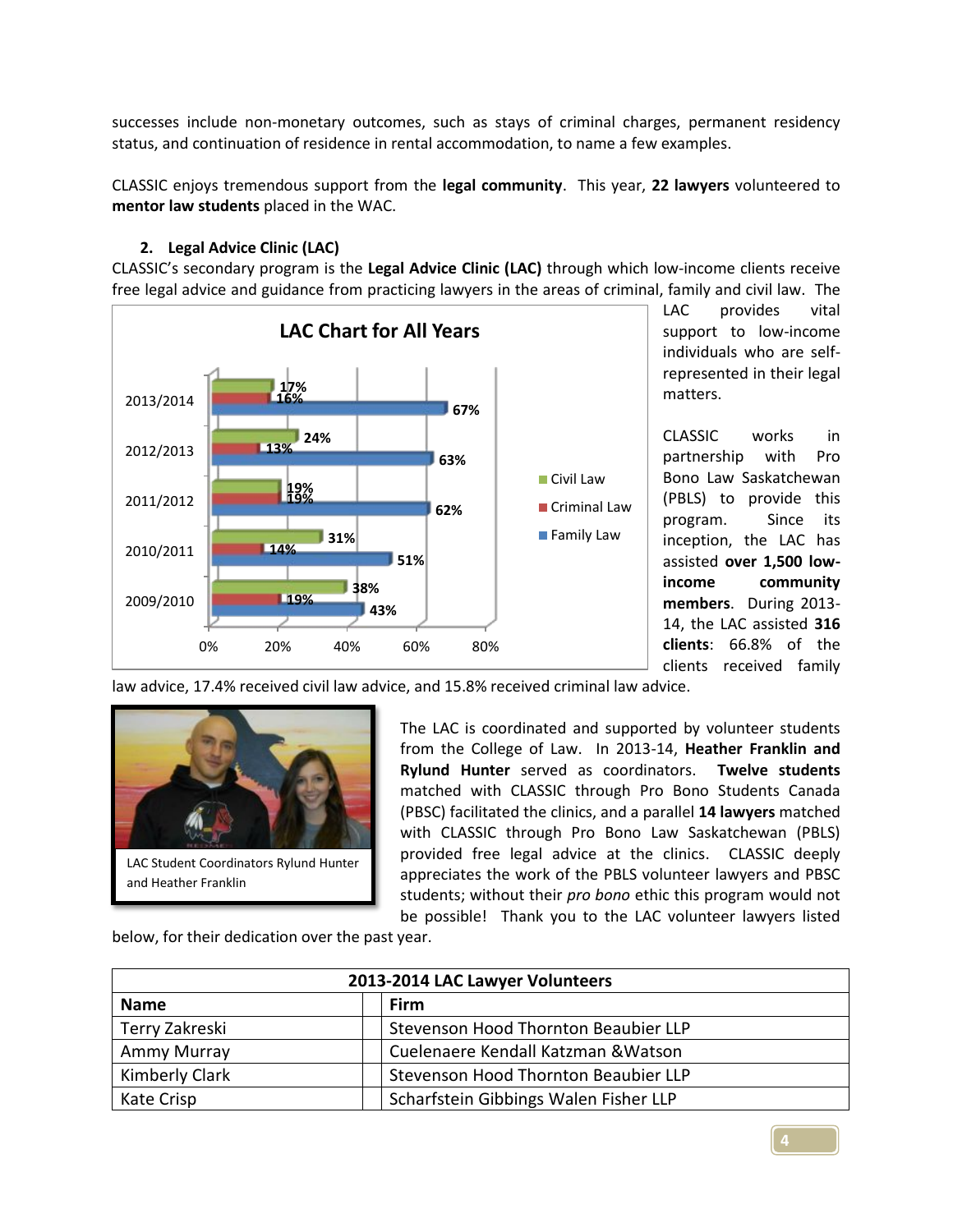successes include non-monetary outcomes, such as stays of criminal charges, permanent residency status, and continuation of residence in rental accommodation, to name a few examples.

CLASSIC enjoys tremendous support from the **legal community**. This year, **22 lawyers** volunteered to **mentor law students** placed in the WAC.

### 2. Legal Advice Clinic (LAC)

CLASSIC's secondary program is the **Legal Advice Clinic (LAC)** through which low-income clients receive free legal advice and guidance from practicing lawyers in the areas of criminal, family and civil law. The LAC provides vital support to low-income individuals who are self-represented in their legal matters.

**LAC Chart for All Years**

| Year | Civil Law | Criminal Law | Family Law |
|---|---|---|---|
| 2013/2014 | 17% | 16% | 67% |
| 2012/2013 | 24% | 13% | 63% |
| 2011/2012 | 19% | 19% | 62% |
| 2010/2011 | 31% | 14% | 51% |
| 2009/2010 | 38% | 19% | 43% |

CLASSIC works in partnership with Pro Bono Law Saskatchewan (PBLS) to provide this program. Since its inception, the LAC has assisted **over 1,500 low-income community members**. During 2013-14, the LAC assisted **316 clients**: 66.8% of the clients received family law advice, 17.4% received civil law advice, and 15.8% received criminal law advice.

LAC Student Coordinators Rylund Hunter and Heather Franklin

The LAC is coordinated and supported by volunteer students from the College of Law. In 2013-14, **Heather Franklin and Rylund Hunter** served as coordinators. **Twelve students** matched with CLASSIC through Pro Bono Students Canada (PBSC) facilitated the clinics, and a parallel **14 lawyers** matched with CLASSIC through Pro Bono Law Saskatchewan (PBLS) provided free legal advice at the clinics. CLASSIC deeply appreciates the work of the PBLS volunteer lawyers and PBSC students; without their *pro bono* ethic this program would not be possible! Thank you to the LAC volunteer lawyers listed below, for their dedication over the past year.

| 2013-2014 LAC Lawyer Volunteers | |
|---|---|
| **Name** | **Firm** |
| Terry Zakreski | Stevenson Hood Thornton Beaubier LLP |
| Ammy Murray | Cuelenaere Kendall Katzman &Watson |
| Kimberly Clark | Stevenson Hood Thornton Beaubier LLP |
| Kate Crisp | Scharfstein Gibbings Walen Fisher LLP |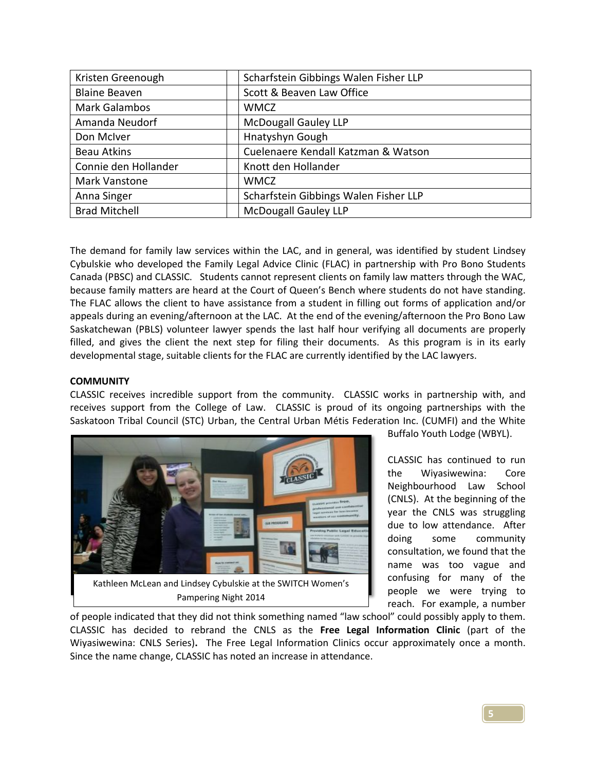| Kristen Greenough | Scharfstein Gibbings Walen Fisher LLP |
|---|---|
| Blaine Beaven | Scott & Beaven Law Office |
| Mark Galambos | WMCZ |
| Amanda Neudorf | McDougall Gauley LLP |
| Don McIver | Hnatyshyn Gough |
| Beau Atkins | Cuelenaere Kendall Katzman & Watson |
| Connie den Hollander | Knott den Hollander |
| Mark Vanstone | WMCZ |
| Anna Singer | Scharfstein Gibbings Walen Fisher LLP |
| Brad Mitchell | McDougall Gauley LLP |

The demand for family law services within the LAC, and in general, was identified by student Lindsey Cybulskie who developed the Family Legal Advice Clinic (FLAC) in partnership with Pro Bono Students Canada (PBSC) and CLASSIC. Students cannot represent clients on family law matters through the WAC, because family matters are heard at the Court of Queen's Bench where students do not have standing. The FLAC allows the client to have assistance from a student in filling out forms of application and/or appeals during an evening/afternoon at the LAC. At the end of the evening/afternoon the Pro Bono Law Saskatchewan (PBLS) volunteer lawyer spends the last half hour verifying all documents are properly filled, and gives the client the next step for filing their documents. As this program is in its early developmental stage, suitable clients for the FLAC are currently identified by the LAC lawyers.

**COMMUNITY**

CLASSIC receives incredible support from the community. CLASSIC works in partnership with, and receives support from the College of Law. CLASSIC is proud of its ongoing partnerships with the Saskatoon Tribal Council (STC) Urban, the Central Urban Métis Federation Inc. (CUMFI) and the White Buffalo Youth Lodge (WBYL).

Kathleen McLean and Lindsey Cybulskie at the SWITCH Women's Pampering Night 2014

CLASSIC has continued to run the Wiyasiwewina: Core Neighbourhood Law School (CNLS). At the beginning of the year the CNLS was struggling due to low attendance. After doing some community consultation, we found that the name was too vague and confusing for many of the people we were trying to reach. For example, a number of people indicated that they did not think something named "law school" could possibly apply to them. CLASSIC has decided to rebrand the CNLS as the **Free Legal Information Clinic** (part of the Wiyasiwewina: CNLS Series)**.** The Free Legal Information Clinics occur approximately once a month. Since the name change, CLASSIC has noted an increase in attendance.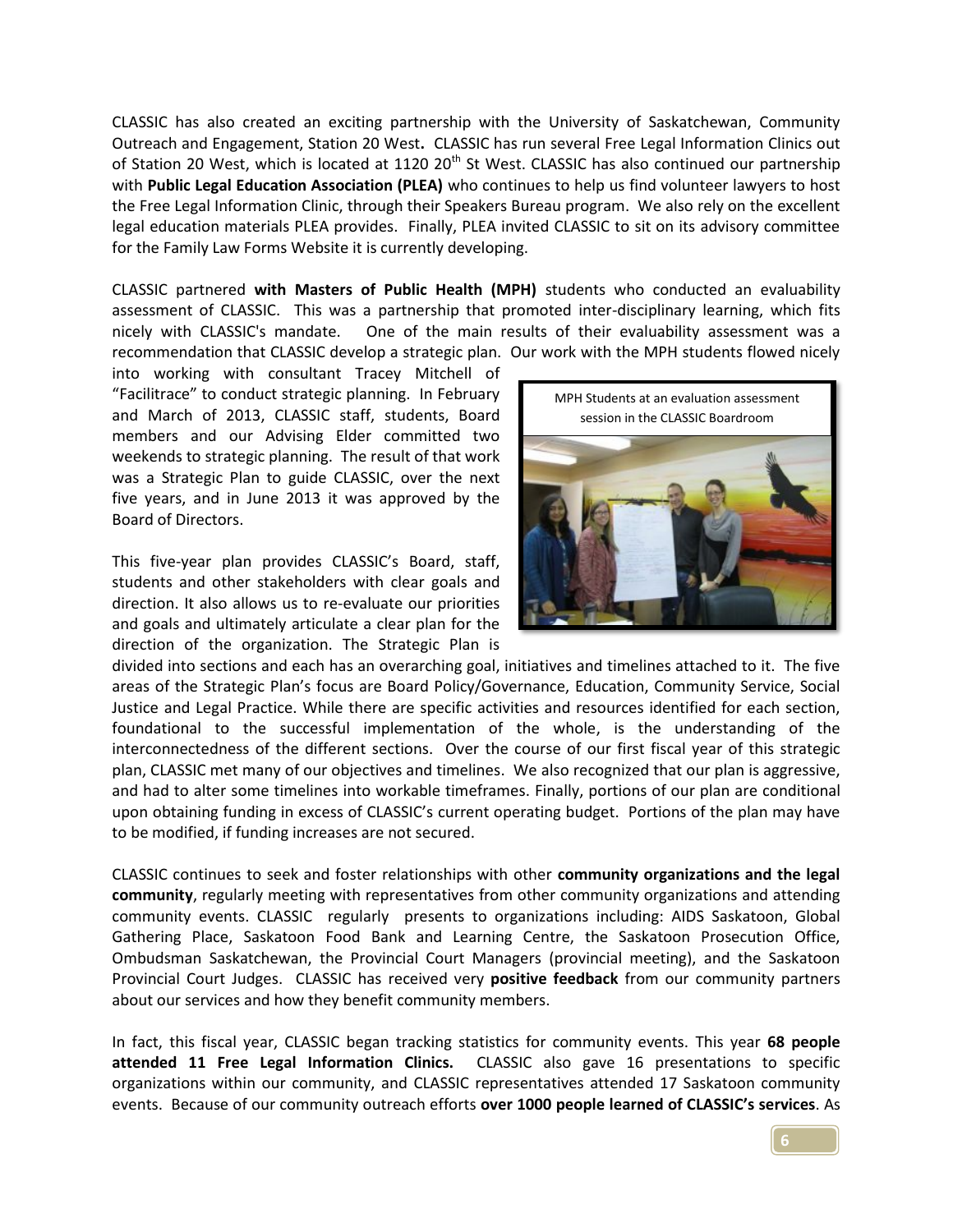CLASSIC has also created an exciting partnership with the University of Saskatchewan, Community Outreach and Engagement, Station 20 West**.** CLASSIC has run several Free Legal Information Clinics out of Station 20 West, which is located at 1120 20th St West. CLASSIC has also continued our partnership with **Public Legal Education Association (PLEA)** who continues to help us find volunteer lawyers to host the Free Legal Information Clinic, through their Speakers Bureau program. We also rely on the excellent legal education materials PLEA provides. Finally, PLEA invited CLASSIC to sit on its advisory committee for the Family Law Forms Website it is currently developing.

CLASSIC partnered **with Masters of Public Health (MPH)** students who conducted an evaluability assessment of CLASSIC. This was a partnership that promoted inter-disciplinary learning, which fits nicely with CLASSIC's mandate. One of the main results of their evaluability assessment was a recommendation that CLASSIC develop a strategic plan. Our work with the MPH students flowed nicely into working with consultant Tracey Mitchell of "Facilitrace" to conduct strategic planning. In February and March of 2013, CLASSIC staff, students, Board members and our Advising Elder committed two weekends to strategic planning. The result of that work was a Strategic Plan to guide CLASSIC, over the next five years, and in June 2013 it was approved by the Board of Directors.

MPH Students at an evaluation assessment session in the CLASSIC Boardroom

This five-year plan provides CLASSIC's Board, staff, students and other stakeholders with clear goals and direction. It also allows us to re-evaluate our priorities and goals and ultimately articulate a clear plan for the direction of the organization. The Strategic Plan is divided into sections and each has an overarching goal, initiatives and timelines attached to it. The five areas of the Strategic Plan's focus are Board Policy/Governance, Education, Community Service, Social Justice and Legal Practice. While there are specific activities and resources identified for each section, foundational to the successful implementation of the whole, is the understanding of the interconnectedness of the different sections. Over the course of our first fiscal year of this strategic plan, CLASSIC met many of our objectives and timelines. We also recognized that our plan is aggressive, and had to alter some timelines into workable timeframes. Finally, portions of our plan are conditional upon obtaining funding in excess of CLASSIC's current operating budget. Portions of the plan may have to be modified, if funding increases are not secured.

CLASSIC continues to seek and foster relationships with other **community organizations and the legal community**, regularly meeting with representatives from other community organizations and attending community events. CLASSIC regularly presents to organizations including: AIDS Saskatoon, Global Gathering Place, Saskatoon Food Bank and Learning Centre, the Saskatoon Prosecution Office, Ombudsman Saskatchewan, the Provincial Court Managers (provincial meeting), and the Saskatoon Provincial Court Judges. CLASSIC has received very **positive feedback** from our community partners about our services and how they benefit community members.

In fact, this fiscal year, CLASSIC began tracking statistics for community events. This year **68 people attended 11 Free Legal Information Clinics.** CLASSIC also gave 16 presentations to specific organizations within our community, and CLASSIC representatives attended 17 Saskatoon community events. Because of our community outreach efforts **over 1000 people learned of CLASSIC's services**. As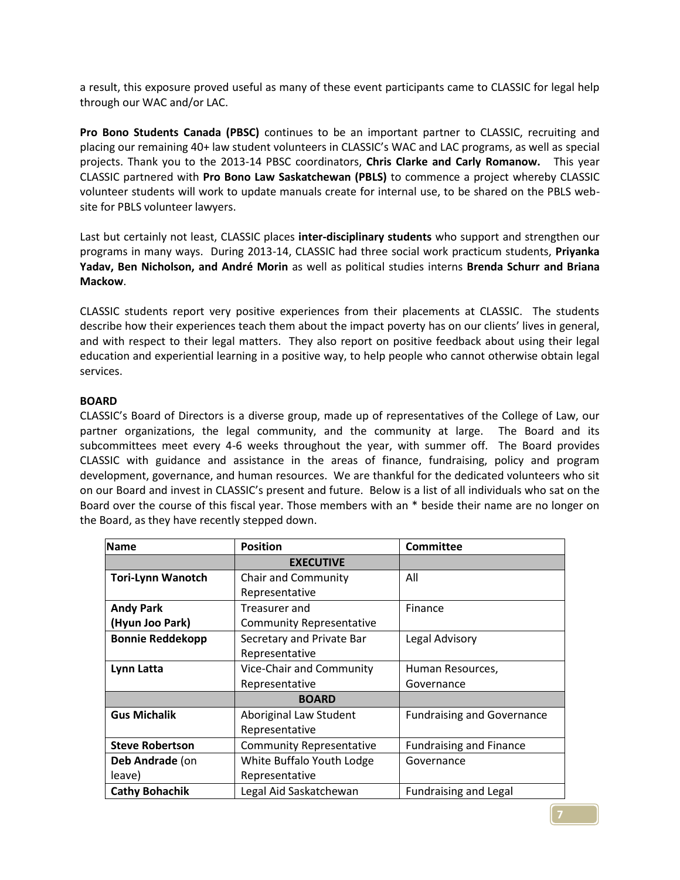a result, this exposure proved useful as many of these event participants came to CLASSIC for legal help through our WAC and/or LAC.

**Pro Bono Students Canada (PBSC)** continues to be an important partner to CLASSIC, recruiting and placing our remaining 40+ law student volunteers in CLASSIC's WAC and LAC programs, as well as special projects. Thank you to the 2013-14 PBSC coordinators, **Chris Clarke and Carly Romanow.** This year CLASSIC partnered with **Pro Bono Law Saskatchewan (PBLS)** to commence a project whereby CLASSIC volunteer students will work to update manuals create for internal use, to be shared on the PBLS website for PBLS volunteer lawyers.

Last but certainly not least, CLASSIC places **inter-disciplinary students** who support and strengthen our programs in many ways. During 2013-14, CLASSIC had three social work practicum students, **Priyanka Yadav, Ben Nicholson, and André Morin** as well as political studies interns **Brenda Schurr and Briana Mackow**.

CLASSIC students report very positive experiences from their placements at CLASSIC. The students describe how their experiences teach them about the impact poverty has on our clients' lives in general, and with respect to their legal matters. They also report on positive feedback about using their legal education and experiential learning in a positive way, to help people who cannot otherwise obtain legal services.

**BOARD**

CLASSIC's Board of Directors is a diverse group, made up of representatives of the College of Law, our partner organizations, the legal community, and the community at large. The Board and its subcommittees meet every 4-6 weeks throughout the year, with summer off. The Board provides CLASSIC with guidance and assistance in the areas of finance, fundraising, policy and program development, governance, and human resources. We are thankful for the dedicated volunteers who sit on our Board and invest in CLASSIC's present and future. Below is a list of all individuals who sat on the Board over the course of this fiscal year. Those members with an * beside their name are no longer on the Board, as they have recently stepped down.

| Name | Position | Committee |
|---|---|---|
| | **EXECUTIVE** | |
| **Tori-Lynn Wanotch** | Chair and Community Representative | All |
| **Andy Park (Hyun Joo Park)** | Treasurer and Community Representative | Finance |
| **Bonnie Reddekopp** | Secretary and Private Bar Representative | Legal Advisory |
| **Lynn Latta** | Vice-Chair and Community Representative | Human Resources, Governance |
| | **BOARD** | |
| **Gus Michalik** | Aboriginal Law Student Representative | Fundraising and Governance |
| **Steve Robertson** | Community Representative | Fundraising and Finance |
| **Deb Andrade** (on leave) | White Buffalo Youth Lodge Representative | Governance |
| **Cathy Bohachik** | Legal Aid Saskatchewan | Fundraising and Legal |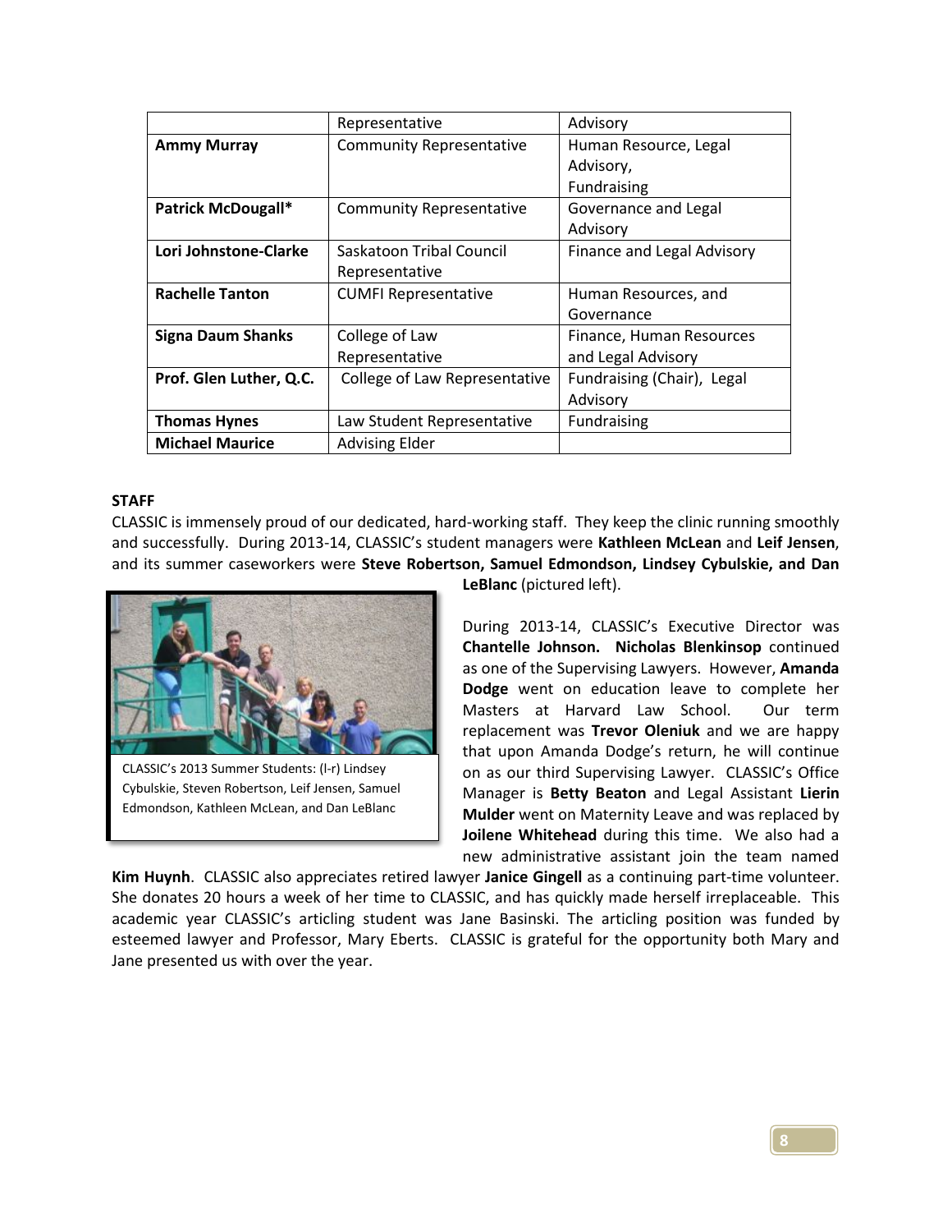| | Representative | Advisory |
|---|---|---|
| **Ammy Murray** | Community Representative | Human Resource, Legal Advisory, Fundraising |
| **Patrick McDougall*** | Community Representative | Governance and Legal Advisory |
| **Lori Johnstone-Clarke** | Saskatoon Tribal Council Representative | Finance and Legal Advisory |
| **Rachelle Tanton** | CUMFI Representative | Human Resources, and Governance |
| **Signa Daum Shanks** | College of Law Representative | Finance, Human Resources and Legal Advisory |
| **Prof. Glen Luther, Q.C.** | College of Law Representative | Fundraising (Chair), Legal Advisory |
| **Thomas Hynes** | Law Student Representative | Fundraising |
| **Michael Maurice** | Advising Elder | |

**STAFF**

CLASSIC is immensely proud of our dedicated, hard-working staff. They keep the clinic running smoothly and successfully. During 2013-14, CLASSIC's student managers were **Kathleen McLean** and **Leif Jensen**, and its summer caseworkers were **Steve Robertson, Samuel Edmondson, Lindsey Cybulskie, and Dan LeBlanc** (pictured left).

CLASSIC's 2013 Summer Students: (l-r) Lindsey Cybulskie, Steven Robertson, Leif Jensen, Samuel Edmondson, Kathleen McLean, and Dan LeBlanc

During 2013-14, CLASSIC's Executive Director was **Chantelle Johnson.** **Nicholas Blenkinsop** continued as one of the Supervising Lawyers. However, **Amanda Dodge** went on education leave to complete her Masters at Harvard Law School. Our term replacement was **Trevor Oleniuk** and we are happy that upon Amanda Dodge's return, he will continue on as our third Supervising Lawyer. CLASSIC's Office Manager is **Betty Beaton** and Legal Assistant **Lierin Mulder** went on Maternity Leave and was replaced by **Joilene Whitehead** during this time. We also had a new administrative assistant join the team named **Kim Huynh**. CLASSIC also appreciates retired lawyer **Janice Gingell** as a continuing part-time volunteer. She donates 20 hours a week of her time to CLASSIC, and has quickly made herself irreplaceable. This academic year CLASSIC's articling student was Jane Basinski. The articling position was funded by esteemed lawyer and Professor, Mary Eberts. CLASSIC is grateful for the opportunity both Mary and Jane presented us with over the year.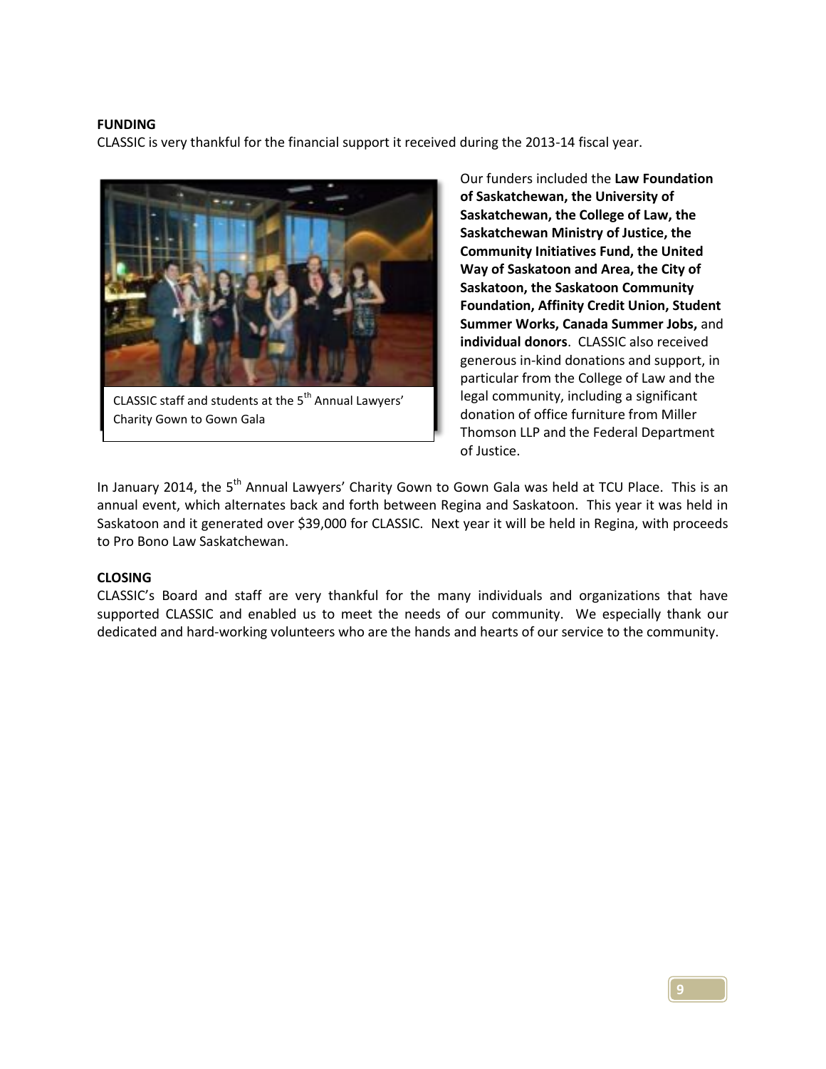**FUNDING**

CLASSIC is very thankful for the financial support it received during the 2013-14 fiscal year.

CLASSIC staff and students at the 5th Annual Lawyers' Charity Gown to Gown Gala

Our funders included the **Law Foundation of Saskatchewan, the University of Saskatchewan, the College of Law, the Saskatchewan Ministry of Justice, the Community Initiatives Fund, the United Way of Saskatoon and Area, the City of Saskatoon, the Saskatoon Community Foundation, Affinity Credit Union, Student Summer Works, Canada Summer Jobs,** and **individual donors**. CLASSIC also received generous in-kind donations and support, in particular from the College of Law and the legal community, including a significant donation of office furniture from Miller Thomson LLP and the Federal Department of Justice.

In January 2014, the 5th Annual Lawyers' Charity Gown to Gown Gala was held at TCU Place. This is an annual event, which alternates back and forth between Regina and Saskatoon. This year it was held in Saskatoon and it generated over $39,000 for CLASSIC. Next year it will be held in Regina, with proceeds to Pro Bono Law Saskatchewan.

**CLOSING**

CLASSIC's Board and staff are very thankful for the many individuals and organizations that have supported CLASSIC and enabled us to meet the needs of our community. We especially thank our dedicated and hard-working volunteers who are the hands and hearts of our service to the community.